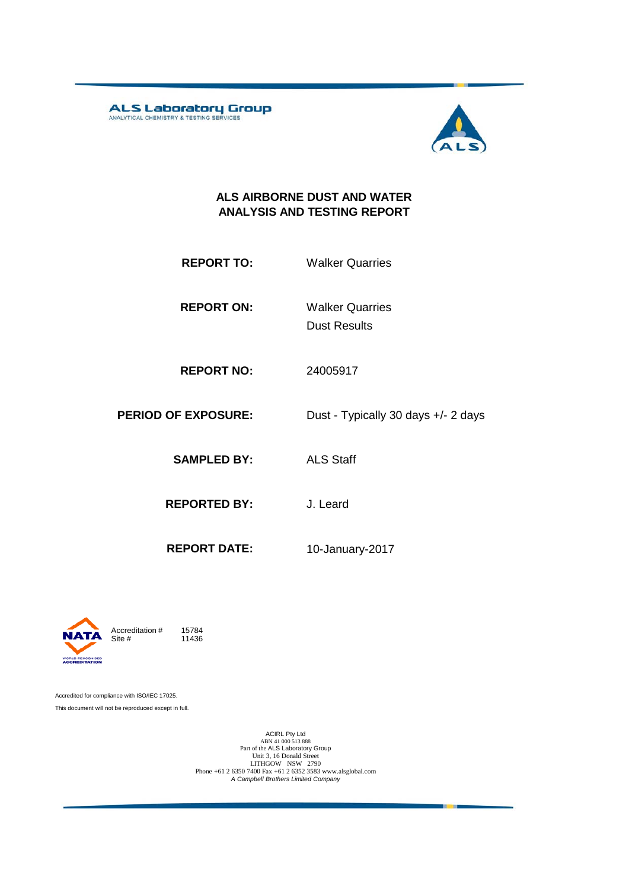ALS Laboratory Group
ANALYTICAL CHEMISTRY & TESTING SERVICES

# ALS AIRBORNE DUST AND WATER ANALYSIS AND TESTING REPORT

| | |
|---|---|
| **REPORT TO:** | Walker Quarries |
| **REPORT ON:** | Walker Quarries<br>Dust Results |
| **REPORT NO:** | 24005917 |
| **PERIOD OF EXPOSURE:** | Dust - Typically 30 days +/- 2 days |
| **SAMPLED BY:** | ALS Staff |
| **REPORTED BY:** | J. Leard |
| **REPORT DATE:** | 10-January-2017 |

NATA — WORLD RECOGNISED ACCREDITATION

Accreditation # 15784
Site # 11436

Accredited for compliance with ISO/IEC 17025.

This document will not be reproduced except in full.

ACIRL Pty Ltd
ABN 41 000 513 888
Part of the ALS Laboratory Group
Unit 3, 16 Donald Street
LITHGOW NSW 2790
Phone +61 2 6350 7400 Fax +61 2 6352 3583 www.alsglobal.com
*A Campbell Brothers Limited Company*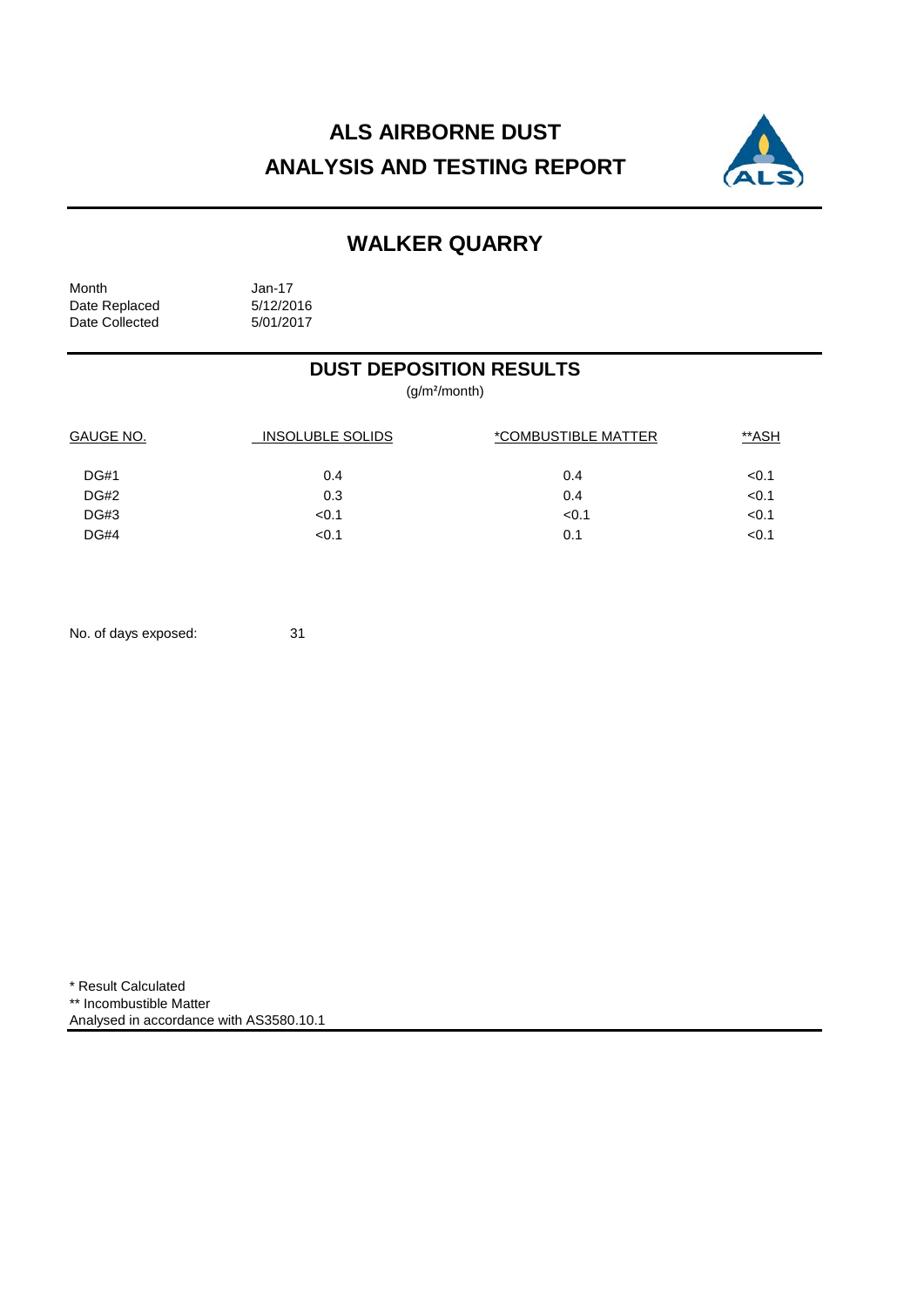# ALS AIRBORNE DUST
# ANALYSIS AND TESTING REPORT

## WALKER QUARRY

Month Jan-17
Date Replaced 5/12/2016
Date Collected 5/01/2017

### DUST DEPOSITION RESULTS

($g/m^2$/month)

| GAUGE NO. | INSOLUBLE SOLIDS | *COMBUSTIBLE MATTER | **ASH |
|---|---|---|---|
| DG#1 | 0.4 | 0.4 | <0.1 |
| DG#2 | 0.3 | 0.4 | <0.1 |
| DG#3 | <0.1 | <0.1 | <0.1 |
| DG#4 | <0.1 | 0.1 | <0.1 |

No. of days exposed: 31

* Result Calculated
** Incombustible Matter
Analysed in accordance with AS3580.10.1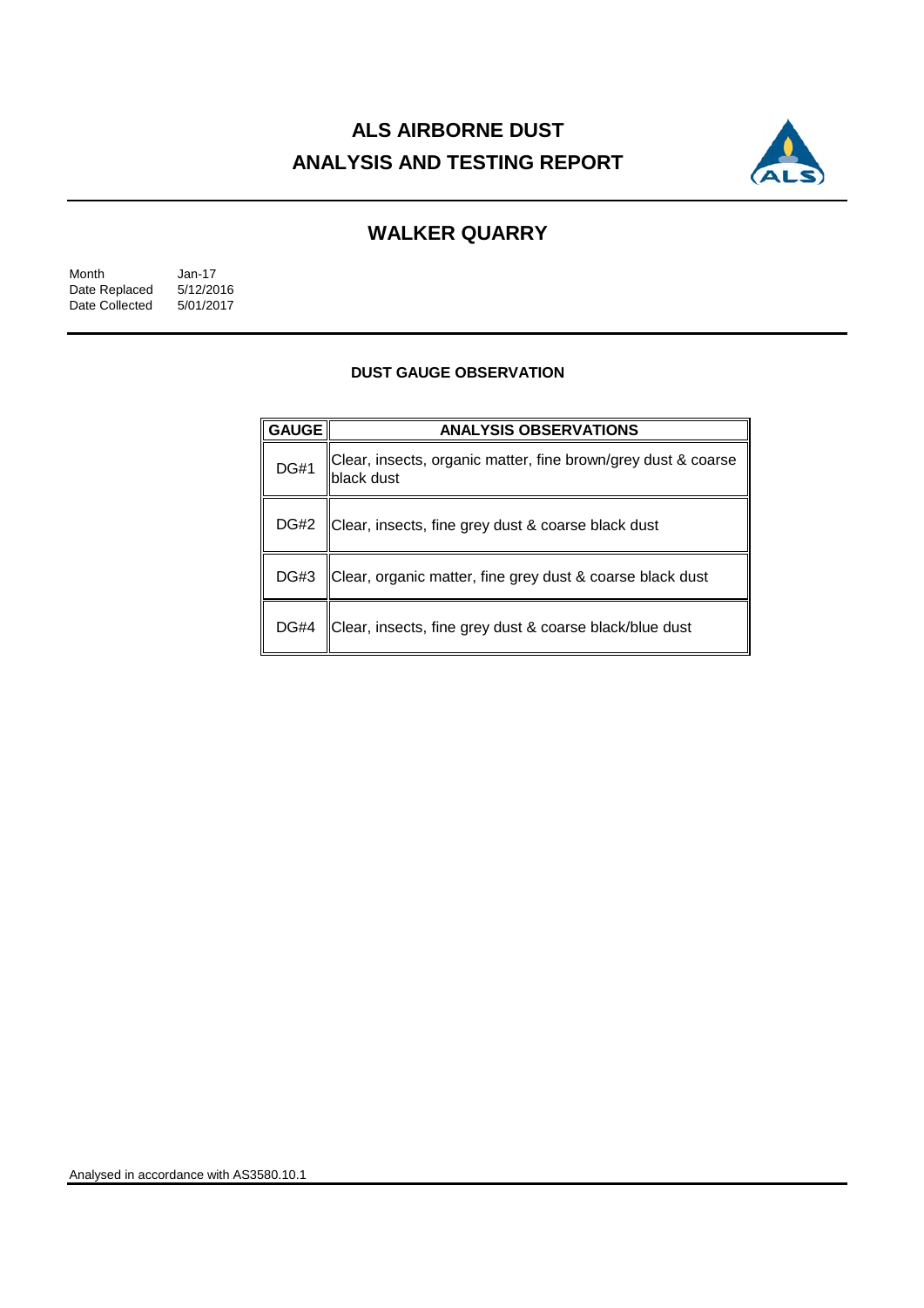# ALS AIRBORNE DUST
# ANALYSIS AND TESTING REPORT

## WALKER QUARRY

Month Jan-17
Date Replaced 5/12/2016
Date Collected 5/01/2017

### DUST GAUGE OBSERVATION

| GAUGE | ANALYSIS OBSERVATIONS |
|---|---|
| DG#1 | Clear, insects, organic matter, fine brown/grey dust & coarse black dust |
| DG#2 | Clear, insects, fine grey dust & coarse black dust |
| DG#3 | Clear, organic matter, fine grey dust & coarse black dust |
| DG#4 | Clear, insects, fine grey dust & coarse black/blue dust |

Analysed in accordance with AS3580.10.1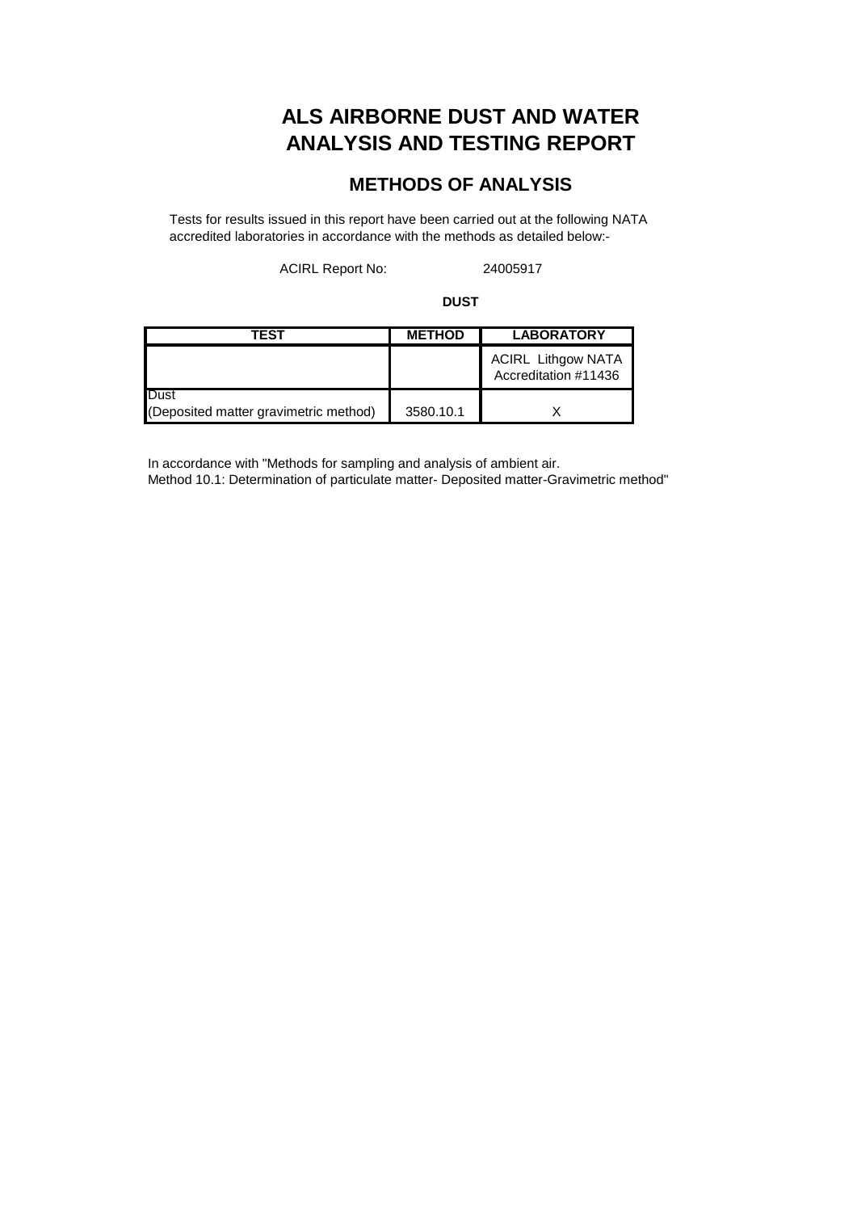# ALS AIRBORNE DUST AND WATER ANALYSIS AND TESTING REPORT

## METHODS OF ANALYSIS

Tests for results issued in this report have been carried out at the following NATA accredited laboratories in accordance with the methods as detailed below:-

ACIRL Report No: 24005917

**DUST**

| TEST | METHOD | LABORATORY |
|---|---|---|
| | | ACIRL Lithgow NATA Accreditation #11436 |
| Dust (Deposited matter gravimetric method) | 3580.10.1 | X |

In accordance with "Methods for sampling and analysis of ambient air.
Method 10.1: Determination of particulate matter- Deposited matter-Gravimetric method"